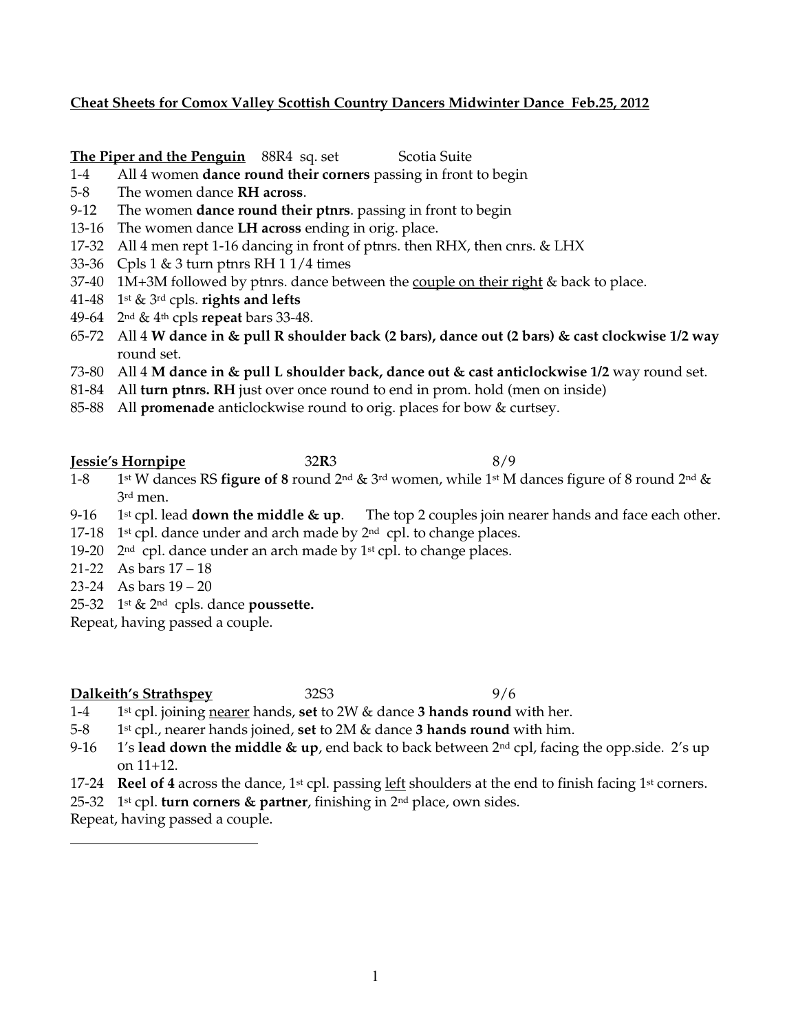**Cheat Sheets for Comox Valley Scottish Country Dancers Midwinter Dance Feb.25, 2012**

**The Piper and the Penguin** 88R4 sq. set Scotia Suite

1-4 All 4 women **dance round their corners** passing in front to begin
5-8 The women dance **RH across**.
9-12 The women **dance round their ptnrs**. passing in front to begin
13-16 The women dance **LH across** ending in orig. place.
17-32 All 4 men rept 1-16 dancing in front of ptnrs. then RHX, then cnrs. & LHX
33-36 Cpls 1 & 3 turn ptnrs RH 1 1/4 times
37-40 1M+3M followed by ptnrs. dance between the <u>couple on their right</u> & back to place.
41-48 1st & 3rd cpls. **rights and lefts**
49-64 2nd & 4th cpls **repeat** bars 33-48.
65-72 All 4 **W dance in & pull R shoulder back (2 bars), dance out (2 bars) & cast clockwise 1/2 way** round set.
73-80 All 4 **M dance in & pull L shoulder back, dance out & cast anticlockwise 1/2** way round set.
81-84 All **turn ptnrs. RH** just over once round to end in prom. hold (men on inside)
85-88 All **promenade** anticlockwise round to orig. places for bow & curtsey.

**Jessie's Hornpipe** 32**R**3 8/9

1-8 1st W dances RS **figure of 8** round 2nd & 3rd women, while 1st M dances figure of 8 round 2nd & 3rd men.
9-16 1st cpl. lead **down the middle & up**. The top 2 couples join nearer hands and face each other.
17-18 1st cpl. dance under and arch made by 2nd cpl. to change places.
19-20 2nd cpl. dance under an arch made by 1st cpl. to change places.
21-22 As bars 17 – 18
23-24 As bars 19 – 20
25-32 1st & 2nd cpls. dance **poussette.**

Repeat, having passed a couple.

**Dalkeith's Strathspey** 32S3 9/6

1-4 1st cpl. joining <u>nearer</u> hands, **set** to 2W & dance **3 hands round** with her.
5-8 1st cpl., nearer hands joined, **set** to 2M & dance **3 hands round** with him.
9-16 1's **lead down the middle & up**, end back to back between 2nd cpl, facing the opp.side. 2's up on 11+12.
17-24 **Reel of 4** across the dance, 1st cpl. passing <u>left</u> shoulders at the end to finish facing 1st corners.
25-32 1st cpl. **turn corners & partner**, finishing in 2nd place, own sides.

Repeat, having passed a couple.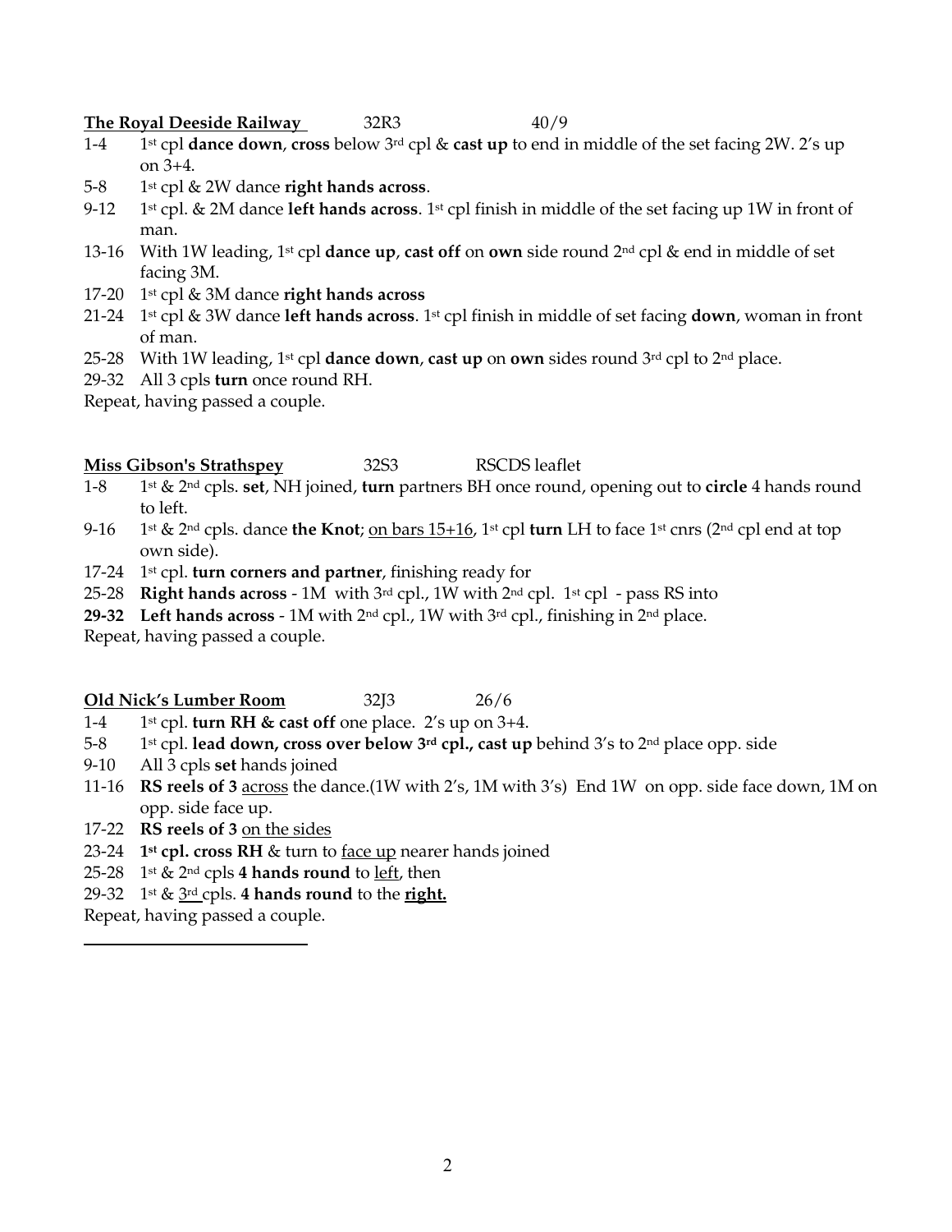**The Royal Deeside Railway** 32R3 40/9

- 1-4 1st cpl **dance down**, **cross** below 3rd cpl & **cast up** to end in middle of the set facing 2W. 2's up on 3+4.
- 5-8 1st cpl & 2W dance **right hands across**.
- 9-12 1st cpl. & 2M dance **left hands across**. 1st cpl finish in middle of the set facing up 1W in front of man.
- 13-16 With 1W leading, 1st cpl **dance up**, **cast off** on **own** side round 2nd cpl & end in middle of set facing 3M.
- 17-20 1st cpl & 3M dance **right hands across**
- 21-24 1st cpl & 3W dance **left hands across**. 1st cpl finish in middle of set facing **down**, woman in front of man.
- 25-28 With 1W leading, 1st cpl **dance down**, **cast up** on **own** sides round 3rd cpl to 2nd place.
- 29-32 All 3 cpls **turn** once round RH.

Repeat, having passed a couple.

**Miss Gibson's Strathspey** 32S3 RSCDS leaflet

- 1-8 1st & 2nd cpls. **set**, NH joined, **turn** partners BH once round, opening out to **circle** 4 hands round to left.
- 9-16 1st & 2nd cpls. dance **the Knot**; on bars 15+16, 1st cpl **turn** LH to face 1st cnrs (2nd cpl end at top own side).
- 17-24 1st cpl. **turn corners and partner**, finishing ready for
- 25-28 **Right hands across** - 1M with 3rd cpl., 1W with 2nd cpl. 1st cpl - pass RS into
- **29-32** **Left hands across** - 1M with 2nd cpl., 1W with 3rd cpl., finishing in 2nd place.

Repeat, having passed a couple.

**Old Nick's Lumber Room** 32J3 26/6

- 1-4 1st cpl. **turn RH & cast off** one place. 2's up on 3+4.
- 5-8 1st cpl. **lead down, cross over below 3rd cpl., cast up** behind 3's to 2nd place opp. side
- 9-10 All 3 cpls **set** hands joined
- 11-16 **RS reels of 3** across the dance.(1W with 2's, 1M with 3's) End 1W on opp. side face down, 1M on opp. side face up.
- 17-22 **RS reels of 3** on the sides
- 23-24 **1st cpl. cross RH** & turn to face up nearer hands joined
- 25-28 1st & 2nd cpls **4 hands round** to left, then
- 29-32 1st & 3rd cpls. **4 hands round** to the **right.**

Repeat, having passed a couple.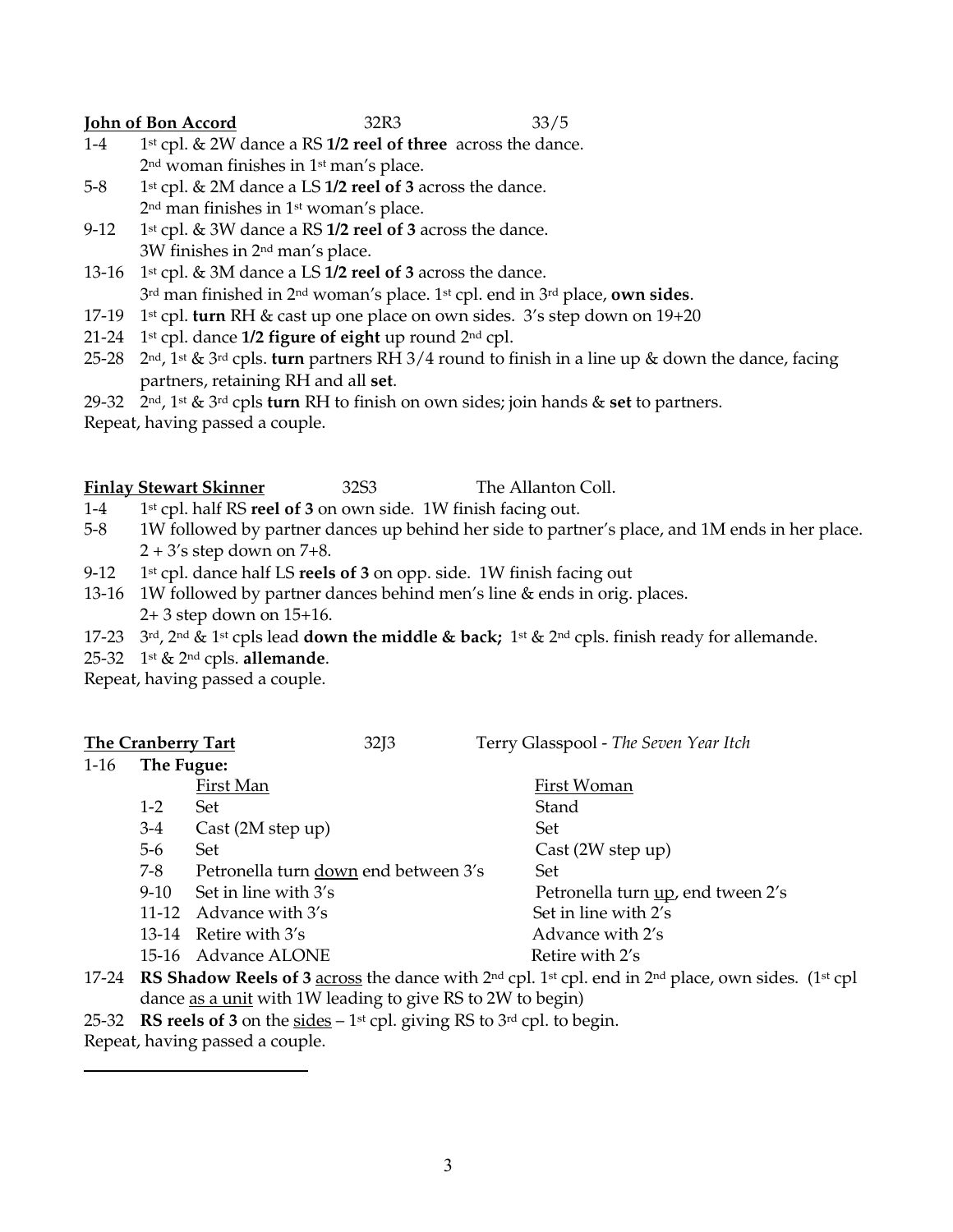**John of Bon Accord** 32R3 33/5

1-4 1st cpl. & 2W dance a RS **1/2 reel of three** across the dance.
2nd woman finishes in 1st man's place.

5-8 1st cpl. & 2M dance a LS **1/2 reel of 3** across the dance.
2nd man finishes in 1st woman's place.

9-12 1st cpl. & 3W dance a RS **1/2 reel of 3** across the dance.
3W finishes in 2nd man's place.

13-16 1st cpl. & 3M dance a LS **1/2 reel of 3** across the dance.
3rd man finished in 2nd woman's place. 1st cpl. end in 3rd place, **own sides**.

17-19 1st cpl. **turn** RH & cast up one place on own sides. 3's step down on 19+20

21-24 1st cpl. dance **1/2 figure of eight** up round 2nd cpl.

25-28 2nd, 1st & 3rd cpls. **turn** partners RH 3/4 round to finish in a line up & down the dance, facing partners, retaining RH and all **set**.

29-32 2nd, 1st & 3rd cpls **turn** RH to finish on own sides; join hands & **set** to partners.

Repeat, having passed a couple.

**Finlay Stewart Skinner** 32S3 The Allanton Coll.

1-4 1st cpl. half RS **reel of 3** on own side. 1W finish facing out.

5-8 1W followed by partner dances up behind her side to partner's place, and 1M ends in her place.
2 + 3's step down on 7+8.

9-12 1st cpl. dance half LS **reels of 3** on opp. side. 1W finish facing out

13-16 1W followed by partner dances behind men's line & ends in orig. places.
2+ 3 step down on 15+16.

17-23 3rd, 2nd & 1st cpls lead **down the middle & back;** 1st & 2nd cpls. finish ready for allemande.

25-32 1st & 2nd cpls. **allemande**.

Repeat, having passed a couple.

**The Cranberry Tart** 32J3 Terry Glasspool - *The Seven Year Itch*

1-16 **The Fugue:**

| | First Man | First Woman |
|---|---|---|
| 1-2 | Set | Stand |
| 3-4 | Cast (2M step up) | Set |
| 5-6 | Set | Cast (2W step up) |
| 7-8 | Petronella turn down end between 3's | Set |
| 9-10 | Set in line with 3's | Petronella turn up, end tween 2's |
| 11-12 | Advance with 3's | Set in line with 2's |
| 13-14 | Retire with 3's | Advance with 2's |
| 15-16 | Advance ALONE | Retire with 2's |

17-24 **RS Shadow Reels of 3** across the dance with 2nd cpl. 1st cpl. end in 2nd place, own sides. (1st cpl dance as a unit with 1W leading to give RS to 2W to begin)

25-32 **RS reels of 3** on the sides – 1st cpl. giving RS to 3rd cpl. to begin.

Repeat, having passed a couple.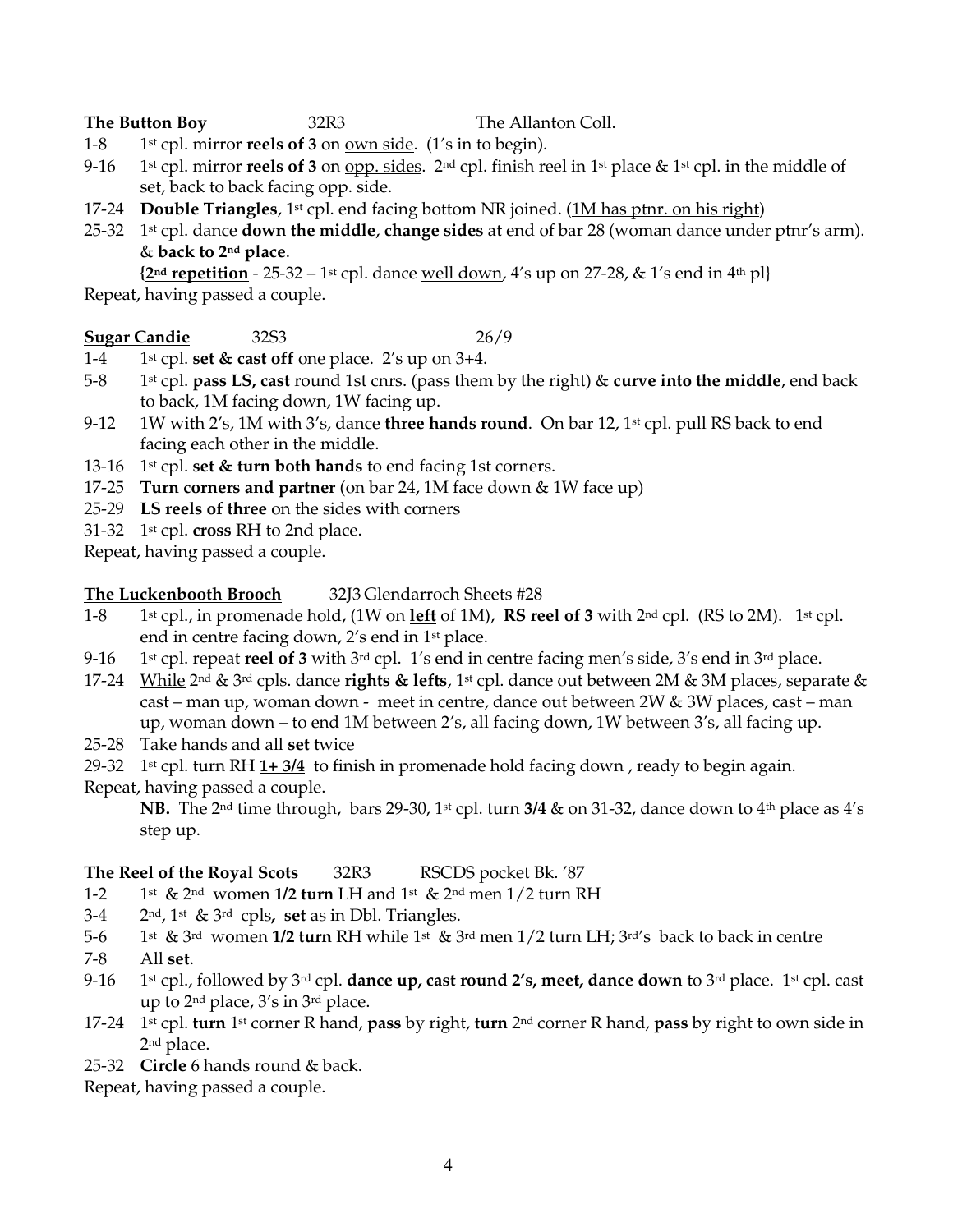**<u>The Button Boy</u>** 32R3 The Allanton Coll.

1-8 1st cpl. mirror **reels of 3** on <u>own side</u>. (1's in to begin).

9-16 1st cpl. mirror **reels of 3** on <u>opp. sides</u>. 2nd cpl. finish reel in 1st place & 1st cpl. in the middle of set, back to back facing opp. side.

17-24 **Double Triangles**, 1st cpl. end facing bottom NR joined. (<u>1M has ptnr. on his right</u>)

25-32 1st cpl. dance **down the middle**, **change sides** at end of bar 28 (woman dance under ptnr's arm). & **back to 2nd place**.

{**<u>2nd repetition</u>** - 25-32 – 1st cpl. dance <u>well down</u>, 4's up on 27-28, & 1's end in 4th pl}

Repeat, having passed a couple.

**<u>Sugar Candie</u>** 32S3 26/9

1-4 1st cpl. **set & cast off** one place. 2's up on 3+4.

5-8 1st cpl. **pass LS, cast** round 1st cnrs. (pass them by the right) & **curve into the middle**, end back to back, 1M facing down, 1W facing up.

9-12 1W with 2's, 1M with 3's, dance **three hands round**. On bar 12, 1st cpl. pull RS back to end facing each other in the middle.

13-16 1st cpl. **set & turn both hands** to end facing 1st corners.

17-25 **Turn corners and partner** (on bar 24, 1M face down & 1W face up)

25-29 **LS reels of three** on the sides with corners

31-32 1st cpl. **cross** RH to 2nd place.

Repeat, having passed a couple.

**<u>The Luckenbooth Brooch</u>** 32J3 Glendarroch Sheets #28

1-8 1st cpl., in promenade hold, (1W on **<u>left</u>** of 1M), **RS reel of 3** with 2nd cpl. (RS to 2M). 1st cpl. end in centre facing down, 2's end in 1st place.

9-16 1st cpl. repeat **reel of 3** with 3rd cpl. 1's end in centre facing men's side, 3's end in 3rd place.

17-24 <u>While</u> 2nd & 3rd cpls. dance **rights & lefts**, 1st cpl. dance out between 2M & 3M places, separate & cast – man up, woman down - meet in centre, dance out between 2W & 3W places, cast – man up, woman down – to end 1M between 2's, all facing down, 1W between 3's, all facing up.

25-28 Take hands and all **set** <u>twice</u>

29-32 1st cpl. turn RH **<u>1+ 3/4</u>** to finish in promenade hold facing down , ready to begin again.

Repeat, having passed a couple.

**NB.** The 2nd time through, bars 29-30, 1st cpl. turn **<u>3/4</u>** & on 31-32, dance down to 4th place as 4's step up.

**<u>The Reel of the Royal Scots</u>** 32R3 RSCDS pocket Bk. '87

1-2 1st & 2nd women **1/2 turn** LH and 1st & 2nd men 1/2 turn RH

3-4 2nd, 1st & 3rd cpls**, set** as in Dbl. Triangles.

5-6 1st & 3rd women **1/2 turn** RH while 1st & 3rd men 1/2 turn LH; 3rd's back to back in centre

7-8 All **set**.

9-16 1st cpl., followed by 3rd cpl. **dance up, cast round 2's, meet, dance down** to 3rd place. 1st cpl. cast up to 2nd place, 3's in 3rd place.

17-24 1st cpl. **turn** 1st corner R hand, **pass** by right, **turn** 2nd corner R hand, **pass** by right to own side in 2nd place.

25-32 **Circle** 6 hands round & back.

Repeat, having passed a couple.